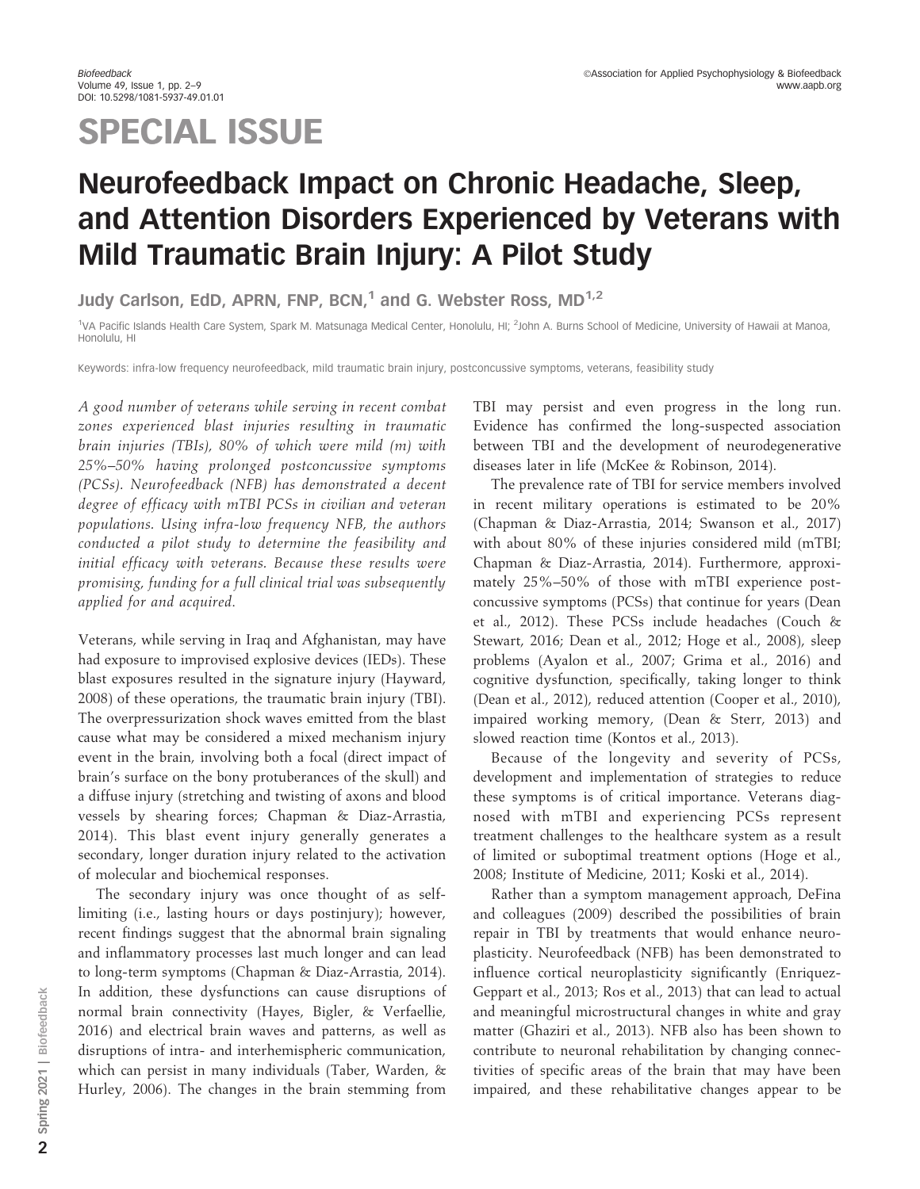SPECIAL ISSUE

# Neurofeedback Impact on Chronic Headache, Sleep, and Attention Disorders Experienced by Veterans with Mild Traumatic Brain Injury: A Pilot Study

Judy Carlson, EdD, APRN, FNP, BCN,[1] and G. Webster Ross, MD[1,2]

[1]VA Pacific Islands Health Care System, Spark M. Matsunaga Medical Center, Honolulu, HI; [2]John A. Burns School of Medicine, University of Hawaii at Manoa, Honolulu, HI

Keywords: infra-low frequency neurofeedback, mild traumatic brain injury, postconcussive symptoms, veterans, feasibility study

*A good number of veterans while serving in recent combat zones experienced blast injuries resulting in traumatic brain injuries (TBIs), 80% of which were mild (m) with 25%–50% having prolonged postconcussive symptoms (PCSs). Neurofeedback (NFB) has demonstrated a decent degree of efficacy with mTBI PCSs in civilian and veteran populations. Using infra-low frequency NFB, the authors conducted a pilot study to determine the feasibility and initial efficacy with veterans. Because these results were promising, funding for a full clinical trial was subsequently applied for and acquired.*

Veterans, while serving in Iraq and Afghanistan, may have had exposure to improvised explosive devices (IEDs). These blast exposures resulted in the signature injury (Hayward, 2008) of these operations, the traumatic brain injury (TBI). The overpressurization shock waves emitted from the blast cause what may be considered a mixed mechanism injury event in the brain, involving both a focal (direct impact of brain's surface on the bony protuberances of the skull) and a diffuse injury (stretching and twisting of axons and blood vessels by shearing forces; Chapman & Diaz-Arrastia, 2014). This blast event injury generally generates a secondary, longer duration injury related to the activation of molecular and biochemical responses.

The secondary injury was once thought of as self-limiting (i.e., lasting hours or days postinjury); however, recent findings suggest that the abnormal brain signaling and inflammatory processes last much longer and can lead to long-term symptoms (Chapman & Diaz-Arrastia, 2014). In addition, these dysfunctions can cause disruptions of normal brain connectivity (Hayes, Bigler, & Verfaellie, 2016) and electrical brain waves and patterns, as well as disruptions of intra- and interhemispheric communication, which can persist in many individuals (Taber, Warden, & Hurley, 2006). The changes in the brain stemming from TBI may persist and even progress in the long run. Evidence has confirmed the long-suspected association between TBI and the development of neurodegenerative diseases later in life (McKee & Robinson, 2014).

The prevalence rate of TBI for service members involved in recent military operations is estimated to be 20% (Chapman & Diaz-Arrastia, 2014; Swanson et al., 2017) with about 80% of these injuries considered mild (mTBI; Chapman & Diaz-Arrastia, 2014). Furthermore, approximately 25%–50% of those with mTBI experience postconcussive symptoms (PCSs) that continue for years (Dean et al., 2012). These PCSs include headaches (Couch & Stewart, 2016; Dean et al., 2012; Hoge et al., 2008), sleep problems (Ayalon et al., 2007; Grima et al., 2016) and cognitive dysfunction, specifically, taking longer to think (Dean et al., 2012), reduced attention (Cooper et al., 2010), impaired working memory, (Dean & Sterr, 2013) and slowed reaction time (Kontos et al., 2013).

Because of the longevity and severity of PCSs, development and implementation of strategies to reduce these symptoms is of critical importance. Veterans diagnosed with mTBI and experiencing PCSs represent treatment challenges to the healthcare system as a result of limited or suboptimal treatment options (Hoge et al., 2008; Institute of Medicine, 2011; Koski et al., 2014).

Rather than a symptom management approach, DeFina and colleagues (2009) described the possibilities of brain repair in TBI by treatments that would enhance neuroplasticity. Neurofeedback (NFB) has been demonstrated to influence cortical neuroplasticity significantly (Enriquez-Geppart et al., 2013; Ros et al., 2013) that can lead to actual and meaningful microstructural changes in white and gray matter (Ghaziri et al., 2013). NFB also has been shown to contribute to neuronal rehabilitation by changing connectivities of specific areas of the brain that may have been impaired, and these rehabilitative changes appear to be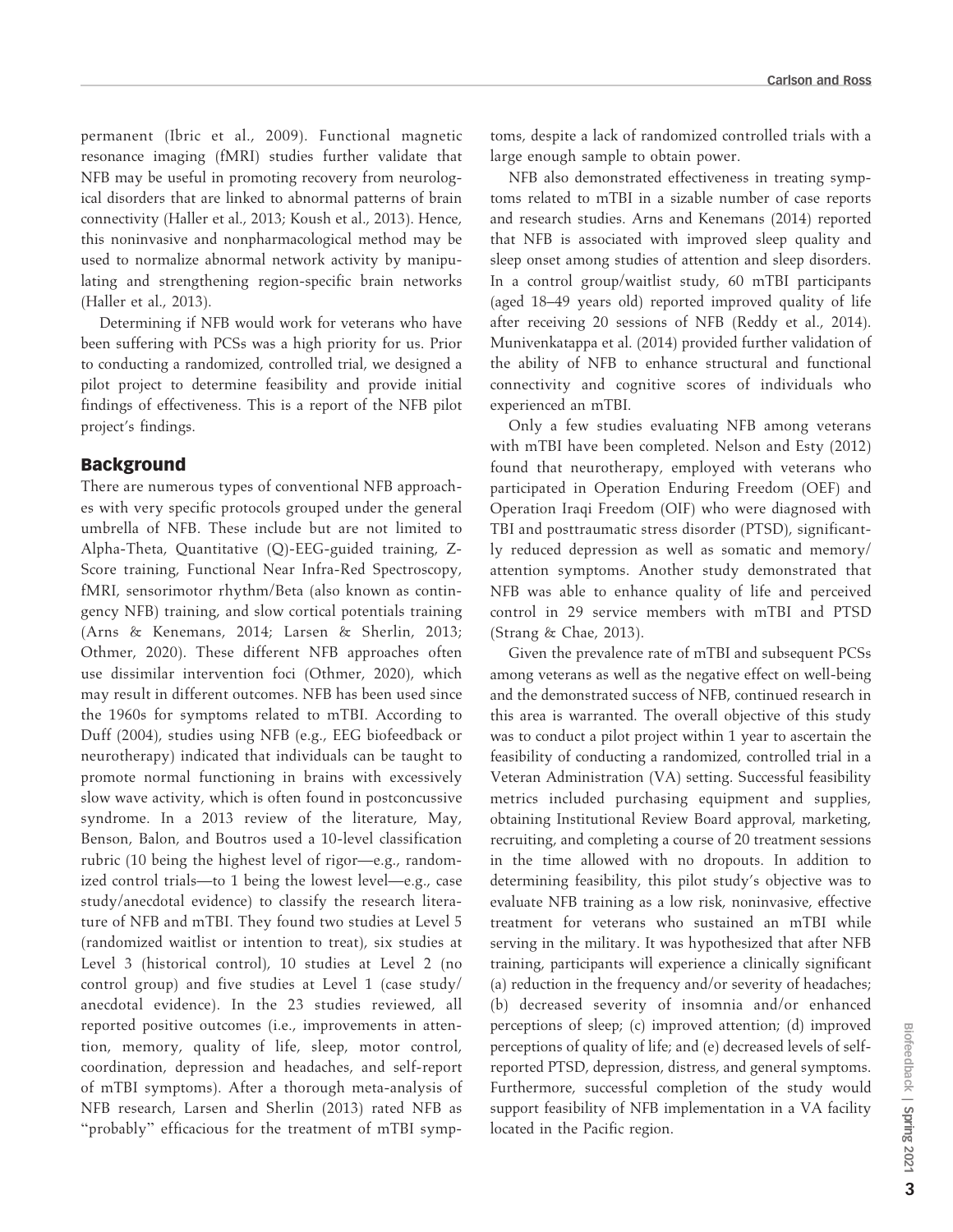permanent (Ibric et al., 2009). Functional magnetic resonance imaging (fMRI) studies further validate that NFB may be useful in promoting recovery from neurological disorders that are linked to abnormal patterns of brain connectivity (Haller et al., 2013; Koush et al., 2013). Hence, this noninvasive and nonpharmacological method may be used to normalize abnormal network activity by manipulating and strengthening region-specific brain networks (Haller et al., 2013).

Determining if NFB would work for veterans who have been suffering with PCSs was a high priority for us. Prior to conducting a randomized, controlled trial, we designed a pilot project to determine feasibility and provide initial findings of effectiveness. This is a report of the NFB pilot project's findings.

## Background

There are numerous types of conventional NFB approaches with very specific protocols grouped under the general umbrella of NFB. These include but are not limited to Alpha-Theta, Quantitative (Q)-EEG-guided training, Z-Score training, Functional Near Infra-Red Spectroscopy, fMRI, sensorimotor rhythm/Beta (also known as contingency NFB) training, and slow cortical potentials training (Arns & Kenemans, 2014; Larsen & Sherlin, 2013; Othmer, 2020). These different NFB approaches often use dissimilar intervention foci (Othmer, 2020), which may result in different outcomes. NFB has been used since the 1960s for symptoms related to mTBI. According to Duff (2004), studies using NFB (e.g., EEG biofeedback or neurotherapy) indicated that individuals can be taught to promote normal functioning in brains with excessively slow wave activity, which is often found in postconcussive syndrome. In a 2013 review of the literature, May, Benson, Balon, and Boutros used a 10-level classification rubric (10 being the highest level of rigor—e.g., randomized control trials—to 1 being the lowest level—e.g., case study/anecdotal evidence) to classify the research literature of NFB and mTBI. They found two studies at Level 5 (randomized waitlist or intention to treat), six studies at Level 3 (historical control), 10 studies at Level 2 (no control group) and five studies at Level 1 (case study/anecdotal evidence). In the 23 studies reviewed, all reported positive outcomes (i.e., improvements in attention, memory, quality of life, sleep, motor control, coordination, depression and headaches, and self-report of mTBI symptoms). After a thorough meta-analysis of NFB research, Larsen and Sherlin (2013) rated NFB as "probably" efficacious for the treatment of mTBI symptoms, despite a lack of randomized controlled trials with a large enough sample to obtain power.

NFB also demonstrated effectiveness in treating symptoms related to mTBI in a sizable number of case reports and research studies. Arns and Kenemans (2014) reported that NFB is associated with improved sleep quality and sleep onset among studies of attention and sleep disorders. In a control group/waitlist study, 60 mTBI participants (aged 18–49 years old) reported improved quality of life after receiving 20 sessions of NFB (Reddy et al., 2014). Munivenkatappa et al. (2014) provided further validation of the ability of NFB to enhance structural and functional connectivity and cognitive scores of individuals who experienced an mTBI.

Only a few studies evaluating NFB among veterans with mTBI have been completed. Nelson and Esty (2012) found that neurotherapy, employed with veterans who participated in Operation Enduring Freedom (OEF) and Operation Iraqi Freedom (OIF) who were diagnosed with TBI and posttraumatic stress disorder (PTSD), significantly reduced depression as well as somatic and memory/attention symptoms. Another study demonstrated that NFB was able to enhance quality of life and perceived control in 29 service members with mTBI and PTSD (Strang & Chae, 2013).

Given the prevalence rate of mTBI and subsequent PCSs among veterans as well as the negative effect on well-being and the demonstrated success of NFB, continued research in this area is warranted. The overall objective of this study was to conduct a pilot project within 1 year to ascertain the feasibility of conducting a randomized, controlled trial in a Veteran Administration (VA) setting. Successful feasibility metrics included purchasing equipment and supplies, obtaining Institutional Review Board approval, marketing, recruiting, and completing a course of 20 treatment sessions in the time allowed with no dropouts. In addition to determining feasibility, this pilot study's objective was to evaluate NFB training as a low risk, noninvasive, effective treatment for veterans who sustained an mTBI while serving in the military. It was hypothesized that after NFB training, participants will experience a clinically significant (a) reduction in the frequency and/or severity of headaches; (b) decreased severity of insomnia and/or enhanced perceptions of sleep; (c) improved attention; (d) improved perceptions of quality of life; and (e) decreased levels of self-reported PTSD, depression, distress, and general symptoms. Furthermore, successful completion of the study would support feasibility of NFB implementation in a VA facility located in the Pacific region.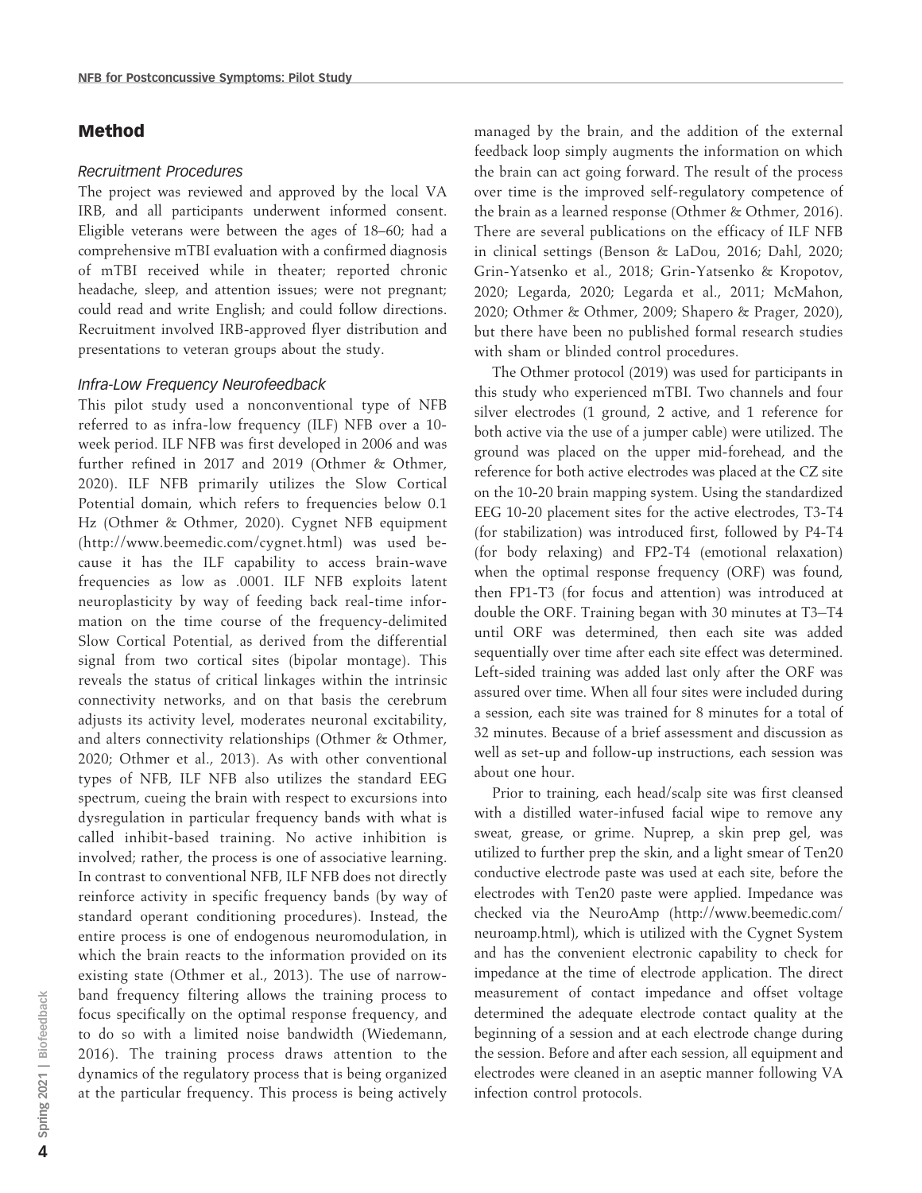## Method

### *Recruitment Procedures*

The project was reviewed and approved by the local VA IRB, and all participants underwent informed consent. Eligible veterans were between the ages of 18–60; had a comprehensive mTBI evaluation with a confirmed diagnosis of mTBI received while in theater; reported chronic headache, sleep, and attention issues; were not pregnant; could read and write English; and could follow directions. Recruitment involved IRB-approved flyer distribution and presentations to veteran groups about the study.

### *Infra-Low Frequency Neurofeedback*

This pilot study used a nonconventional type of NFB referred to as infra-low frequency (ILF) NFB over a 10-week period. ILF NFB was first developed in 2006 and was further refined in 2017 and 2019 (Othmer & Othmer, 2020). ILF NFB primarily utilizes the Slow Cortical Potential domain, which refers to frequencies below 0.1 Hz (Othmer & Othmer, 2020). Cygnet NFB equipment (http://www.beemedic.com/cygnet.html) was used because it has the ILF capability to access brain-wave frequencies as low as .0001. ILF NFB exploits latent neuroplasticity by way of feeding back real-time information on the time course of the frequency-delimited Slow Cortical Potential, as derived from the differential signal from two cortical sites (bipolar montage). This reveals the status of critical linkages within the intrinsic connectivity networks, and on that basis the cerebrum adjusts its activity level, moderates neuronal excitability, and alters connectivity relationships (Othmer & Othmer, 2020; Othmer et al., 2013). As with other conventional types of NFB, ILF NFB also utilizes the standard EEG spectrum, cueing the brain with respect to excursions into dysregulation in particular frequency bands with what is called inhibit-based training. No active inhibition is involved; rather, the process is one of associative learning. In contrast to conventional NFB, ILF NFB does not directly reinforce activity in specific frequency bands (by way of standard operant conditioning procedures). Instead, the entire process is one of endogenous neuromodulation, in which the brain reacts to the information provided on its existing state (Othmer et al., 2013). The use of narrow-band frequency filtering allows the training process to focus specifically on the optimal response frequency, and to do so with a limited noise bandwidth (Wiedemann, 2016). The training process draws attention to the dynamics of the regulatory process that is being organized at the particular frequency. This process is being actively managed by the brain, and the addition of the external feedback loop simply augments the information on which the brain can act going forward. The result of the process over time is the improved self-regulatory competence of the brain as a learned response (Othmer & Othmer, 2016). There are several publications on the efficacy of ILF NFB in clinical settings (Benson & LaDou, 2016; Dahl, 2020; Grin-Yatsenko et al., 2018; Grin-Yatsenko & Kropotov, 2020; Legarda, 2020; Legarda et al., 2011; McMahon, 2020; Othmer & Othmer, 2009; Shapero & Prager, 2020), but there have been no published formal research studies with sham or blinded control procedures.

The Othmer protocol (2019) was used for participants in this study who experienced mTBI. Two channels and four silver electrodes (1 ground, 2 active, and 1 reference for both active via the use of a jumper cable) were utilized. The ground was placed on the upper mid-forehead, and the reference for both active electrodes was placed at the CZ site on the 10-20 brain mapping system. Using the standardized EEG 10-20 placement sites for the active electrodes, T3-T4 (for stabilization) was introduced first, followed by P4-T4 (for body relaxing) and FP2-T4 (emotional relaxation) when the optimal response frequency (ORF) was found, then FP1-T3 (for focus and attention) was introduced at double the ORF. Training began with 30 minutes at T3–T4 until ORF was determined, then each site was added sequentially over time after each site effect was determined. Left-sided training was added last only after the ORF was assured over time. When all four sites were included during a session, each site was trained for 8 minutes for a total of 32 minutes. Because of a brief assessment and discussion as well as set-up and follow-up instructions, each session was about one hour.

Prior to training, each head/scalp site was first cleansed with a distilled water-infused facial wipe to remove any sweat, grease, or grime. Nuprep, a skin prep gel, was utilized to further prep the skin, and a light smear of Ten20 conductive electrode paste was used at each site, before the electrodes with Ten20 paste were applied. Impedance was checked via the NeuroAmp (http://www.beemedic.com/neuroamp.html), which is utilized with the Cygnet System and has the convenient electronic capability to check for impedance at the time of electrode application. The direct measurement of contact impedance and offset voltage determined the adequate electrode contact quality at the beginning of a session and at each electrode change during the session. Before and after each session, all equipment and electrodes were cleaned in an aseptic manner following VA infection control protocols.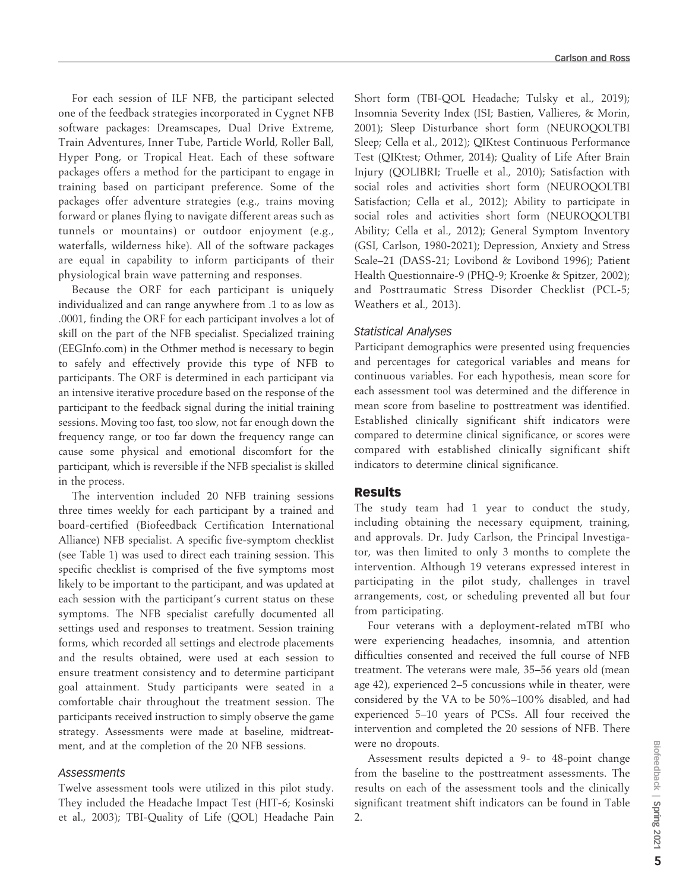For each session of ILF NFB, the participant selected one of the feedback strategies incorporated in Cygnet NFB software packages: Dreamscapes, Dual Drive Extreme, Train Adventures, Inner Tube, Particle World, Roller Ball, Hyper Pong, or Tropical Heat. Each of these software packages offers a method for the participant to engage in training based on participant preference. Some of the packages offer adventure strategies (e.g., trains moving forward or planes flying to navigate different areas such as tunnels or mountains) or outdoor enjoyment (e.g., waterfalls, wilderness hike). All of the software packages are equal in capability to inform participants of their physiological brain wave patterning and responses.

Because the ORF for each participant is uniquely individualized and can range anywhere from .1 to as low as .0001, finding the ORF for each participant involves a lot of skill on the part of the NFB specialist. Specialized training (EEGInfo.com) in the Othmer method is necessary to begin to safely and effectively provide this type of NFB to participants. The ORF is determined in each participant via an intensive iterative procedure based on the response of the participant to the feedback signal during the initial training sessions. Moving too fast, too slow, not far enough down the frequency range, or too far down the frequency range can cause some physical and emotional discomfort for the participant, which is reversible if the NFB specialist is skilled in the process.

The intervention included 20 NFB training sessions three times weekly for each participant by a trained and board-certified (Biofeedback Certification International Alliance) NFB specialist. A specific five-symptom checklist (see Table 1) was used to direct each training session. This specific checklist is comprised of the five symptoms most likely to be important to the participant, and was updated at each session with the participant's current status on these symptoms. The NFB specialist carefully documented all settings used and responses to treatment. Session training forms, which recorded all settings and electrode placements and the results obtained, were used at each session to ensure treatment consistency and to determine participant goal attainment. Study participants were seated in a comfortable chair throughout the treatment session. The participants received instruction to simply observe the game strategy. Assessments were made at baseline, midtreatment, and at the completion of the 20 NFB sessions.

### Assessments

Twelve assessment tools were utilized in this pilot study. They included the Headache Impact Test (HIT-6; Kosinski et al., 2003); TBI-Quality of Life (QOL) Headache Pain Short form (TBI-QOL Headache; Tulsky et al., 2019); Insomnia Severity Index (ISI; Bastien, Vallieres, & Morin, 2001); Sleep Disturbance short form (NEUROQOLTBI Sleep; Cella et al., 2012); QIKtest Continuous Performance Test (QIKtest; Othmer, 2014); Quality of Life After Brain Injury (QOLIBRI; Truelle et al., 2010); Satisfaction with social roles and activities short form (NEUROQOLTBI Satisfaction; Cella et al., 2012); Ability to participate in social roles and activities short form (NEUROQOLTBI Ability; Cella et al., 2012); General Symptom Inventory (GSI, Carlson, 1980-2021); Depression, Anxiety and Stress Scale–21 (DASS-21; Lovibond & Lovibond 1996); Patient Health Questionnaire-9 (PHQ-9; Kroenke & Spitzer, 2002); and Posttraumatic Stress Disorder Checklist (PCL-5; Weathers et al., 2013).

### Statistical Analyses

Participant demographics were presented using frequencies and percentages for categorical variables and means for continuous variables. For each hypothesis, mean score for each assessment tool was determined and the difference in mean score from baseline to posttreatment was identified. Established clinically significant shift indicators were compared to determine clinical significance, or scores were compared with established clinically significant shift indicators to determine clinical significance.

## Results

The study team had 1 year to conduct the study, including obtaining the necessary equipment, training, and approvals. Dr. Judy Carlson, the Principal Investigator, was then limited to only 3 months to complete the intervention. Although 19 veterans expressed interest in participating in the pilot study, challenges in travel arrangements, cost, or scheduling prevented all but four from participating.

Four veterans with a deployment-related mTBI who were experiencing headaches, insomnia, and attention difficulties consented and received the full course of NFB treatment. The veterans were male, 35–56 years old (mean age 42), experienced 2–5 concussions while in theater, were considered by the VA to be 50%–100% disabled, and had experienced 5–10 years of PCSs. All four received the intervention and completed the 20 sessions of NFB. There were no dropouts.

Assessment results depicted a 9- to 48-point change from the baseline to the posttreatment assessments. The results on each of the assessment tools and the clinically significant treatment shift indicators can be found in Table 2.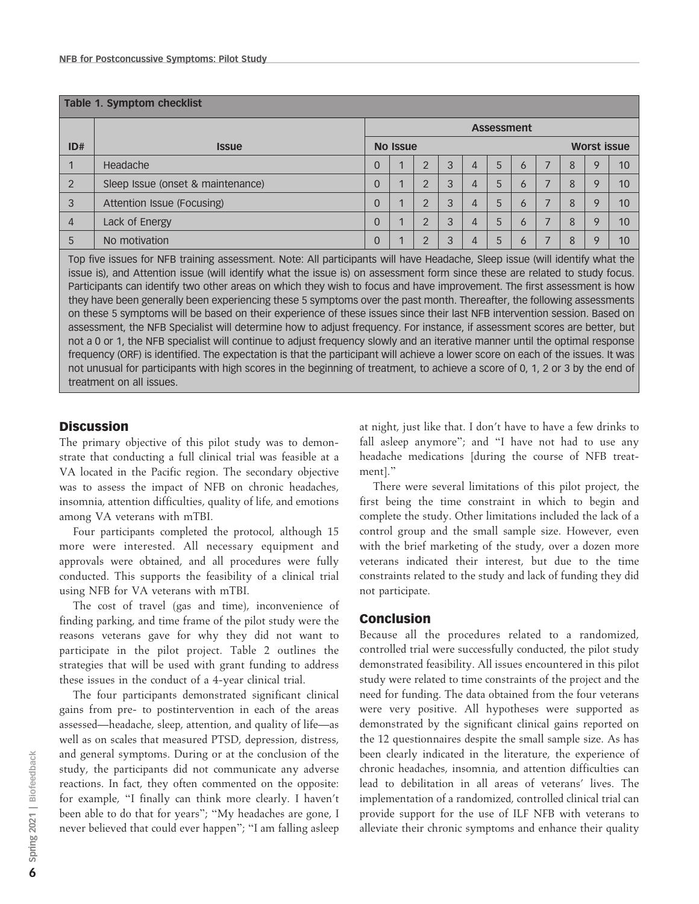**Table 1. Symptom checklist**

| ID# | Issue | Assessment | | | | | | | | | | |
|---|---|---|---|---|---|---|---|---|---|---|---|---|
| | | No Issue | | | | | | | | | | Worst issue |
| 1 | Headache | 0 | 1 | 2 | 3 | 4 | 5 | 6 | 7 | 8 | 9 | 10 |
| 2 | Sleep Issue (onset & maintenance) | 0 | 1 | 2 | 3 | 4 | 5 | 6 | 7 | 8 | 9 | 10 |
| 3 | Attention Issue (Focusing) | 0 | 1 | 2 | 3 | 4 | 5 | 6 | 7 | 8 | 9 | 10 |
| 4 | Lack of Energy | 0 | 1 | 2 | 3 | 4 | 5 | 6 | 7 | 8 | 9 | 10 |
| 5 | No motivation | 0 | 1 | 2 | 3 | 4 | 5 | 6 | 7 | 8 | 9 | 10 |

Top five issues for NFB training assessment. Note: All participants will have Headache, Sleep issue (will identify what the issue is), and Attention issue (will identify what the issue is) on assessment form since these are related to study focus. Participants can identify two other areas on which they wish to focus and have improvement. The first assessment is how they have been generally been experiencing these 5 symptoms over the past month. Thereafter, the following assessments on these 5 symptoms will be based on their experience of these issues since their last NFB intervention session. Based on assessment, the NFB Specialist will determine how to adjust frequency. For instance, if assessment scores are better, but not a 0 or 1, the NFB specialist will continue to adjust frequency slowly and an iterative manner until the optimal response frequency (ORF) is identified. The expectation is that the participant will achieve a lower score on each of the issues. It was not unusual for participants with high scores in the beginning of treatment, to achieve a score of 0, 1, 2 or 3 by the end of treatment on all issues.

## Discussion

The primary objective of this pilot study was to demonstrate that conducting a full clinical trial was feasible at a VA located in the Pacific region. The secondary objective was to assess the impact of NFB on chronic headaches, insomnia, attention difficulties, quality of life, and emotions among VA veterans with mTBI.

Four participants completed the protocol, although 15 more were interested. All necessary equipment and approvals were obtained, and all procedures were fully conducted. This supports the feasibility of a clinical trial using NFB for VA veterans with mTBI.

The cost of travel (gas and time), inconvenience of finding parking, and time frame of the pilot study were the reasons veterans gave for why they did not want to participate in the pilot project. Table 2 outlines the strategies that will be used with grant funding to address these issues in the conduct of a 4-year clinical trial.

The four participants demonstrated significant clinical gains from pre- to postintervention in each of the areas assessed—headache, sleep, attention, and quality of life—as well as on scales that measured PTSD, depression, distress, and general symptoms. During or at the conclusion of the study, the participants did not communicate any adverse reactions. In fact, they often commented on the opposite: for example, "I finally can think more clearly. I haven't been able to do that for years"; "My headaches are gone, I never believed that could ever happen"; "I am falling asleep at night, just like that. I don't have to have a few drinks to fall asleep anymore"; and "I have not had to use any headache medications [during the course of NFB treatment]."

There were several limitations of this pilot project, the first being the time constraint in which to begin and complete the study. Other limitations included the lack of a control group and the small sample size. However, even with the brief marketing of the study, over a dozen more veterans indicated their interest, but due to the time constraints related to the study and lack of funding they did not participate.

## Conclusion

Because all the procedures related to a randomized, controlled trial were successfully conducted, the pilot study demonstrated feasibility. All issues encountered in this pilot study were related to time constraints of the project and the need for funding. The data obtained from the four veterans were very positive. All hypotheses were supported as demonstrated by the significant clinical gains reported on the 12 questionnaires despite the small sample size. As has been clearly indicated in the literature, the experience of chronic headaches, insomnia, and attention difficulties can lead to debilitation in all areas of veterans' lives. The implementation of a randomized, controlled clinical trial can provide support for the use of ILF NFB with veterans to alleviate their chronic symptoms and enhance their quality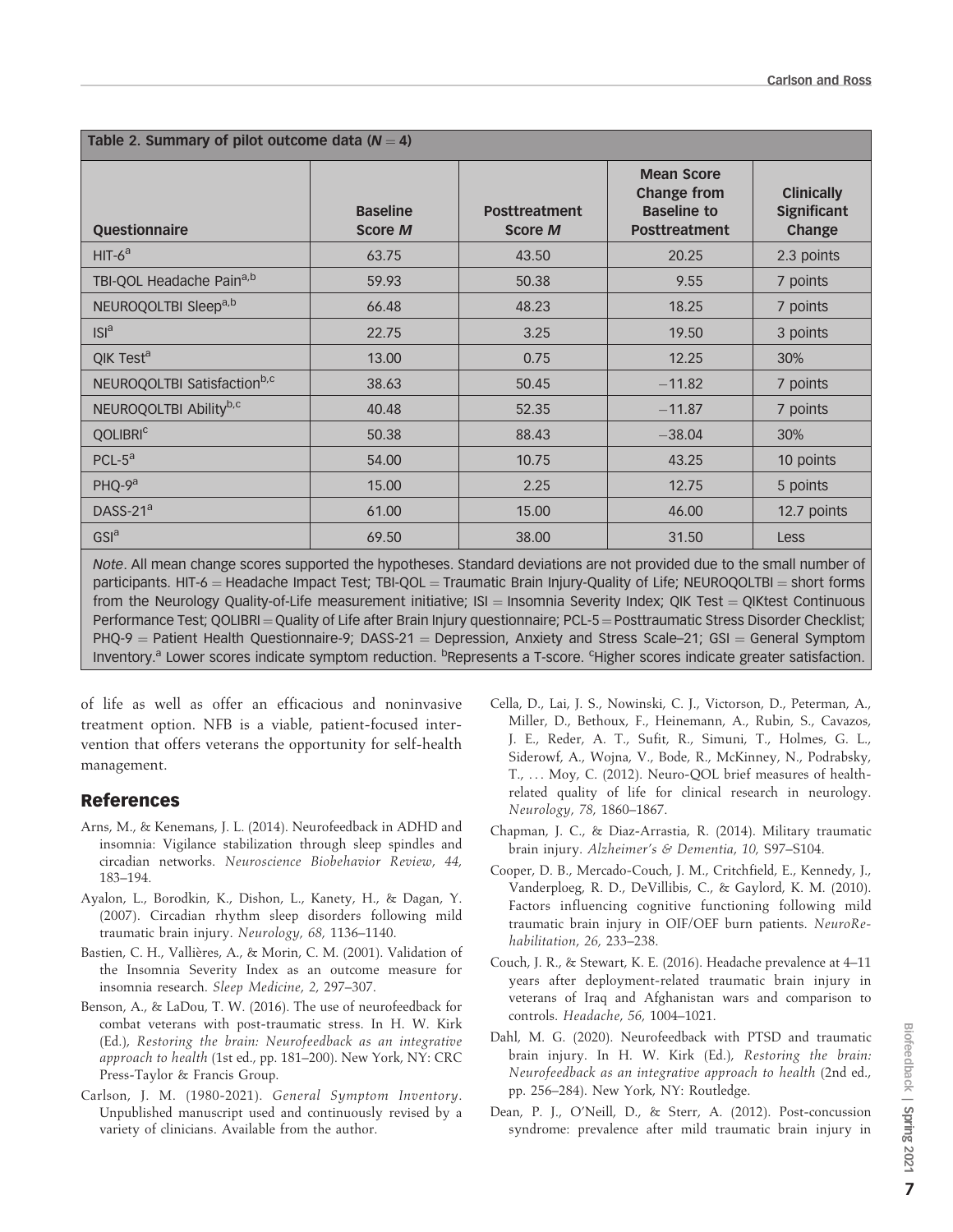Table 2. Summary of pilot outcome data ($N = 4$)

| Questionnaire | Baseline Score *M* | Posttreatment Score *M* | Mean Score Change from Baseline to Posttreatment | Clinically Significant Change |
|---|---|---|---|---|
| HIT-6[a] | 63.75 | 43.50 | 20.25 | 2.3 points |
| TBI-QOL Headache Pain[a,b] | 59.93 | 50.38 | 9.55 | 7 points |
| NEUROQOLTBI Sleep[a,b] | 66.48 | 48.23 | 18.25 | 7 points |
| ISI[a] | 22.75 | 3.25 | 19.50 | 3 points |
| QIK Test[a] | 13.00 | 0.75 | 12.25 | 30% |
| NEUROQOLTBI Satisfaction[b,c] | 38.63 | 50.45 | −11.82 | 7 points |
| NEUROQOLTBI Ability[b,c] | 40.48 | 52.35 | −11.87 | 7 points |
| QOLIBRI[c] | 50.38 | 88.43 | −38.04 | 30% |
| PCL-5[a] | 54.00 | 10.75 | 43.25 | 10 points |
| PHQ-9[a] | 15.00 | 2.25 | 12.75 | 5 points |
| DASS-21[a] | 61.00 | 15.00 | 46.00 | 12.7 points |
| GSI[a] | 69.50 | 38.00 | 31.50 | Less |

*Note*. All mean change scores supported the hypotheses. Standard deviations are not provided due to the small number of participants. HIT-6 = Headache Impact Test; TBI-QOL = Traumatic Brain Injury-Quality of Life; NEUROQOLTBI = short forms from the Neurology Quality-of-Life measurement initiative; ISI = Insomnia Severity Index; QIK Test = QIKtest Continuous Performance Test; QOLIBRI = Quality of Life after Brain Injury questionnaire; PCL-5 = Posttraumatic Stress Disorder Checklist; PHQ-9 = Patient Health Questionnaire-9; DASS-21 = Depression, Anxiety and Stress Scale–21; GSI = General Symptom Inventory.[a] Lower scores indicate symptom reduction. [b]Represents a T-score. [c]Higher scores indicate greater satisfaction.

of life as well as offer an efficacious and noninvasive treatment option. NFB is a viable, patient-focused intervention that offers veterans the opportunity for self-health management.

## References

Arns, M., & Kenemans, J. L. (2014). Neurofeedback in ADHD and insomnia: Vigilance stabilization through sleep spindles and circadian networks. *Neuroscience Biobehavior Review*, *44*, 183–194.

Ayalon, L., Borodkin, K., Dishon, L., Kanety, H., & Dagan, Y. (2007). Circadian rhythm sleep disorders following mild traumatic brain injury. *Neurology*, *68*, 1136–1140.

Bastien, C. H., Vallières, A., & Morin, C. M. (2001). Validation of the Insomnia Severity Index as an outcome measure for insomnia research. *Sleep Medicine*, *2*, 297–307.

Benson, A., & LaDou, T. W. (2016). The use of neurofeedback for combat veterans with post-traumatic stress. In H. W. Kirk (Ed.), *Restoring the brain: Neurofeedback as an integrative approach to health* (1st ed., pp. 181–200). New York, NY: CRC Press-Taylor & Francis Group.

Carlson, J. M. (1980-2021). *General Symptom Inventory*. Unpublished manuscript used and continuously revised by a variety of clinicians. Available from the author.

Cella, D., Lai, J. S., Nowinski, C. J., Victorson, D., Peterman, A., Miller, D., Bethoux, F., Heinemann, A., Rubin, S., Cavazos, J. E., Reder, A. T., Sufit, R., Simuni, T., Holmes, G. L., Siderowf, A., Wojna, V., Bode, R., McKinney, N., Podrabsky, T., … Moy, C. (2012). Neuro-QOL brief measures of health-related quality of life for clinical research in neurology. *Neurology*, *78*, 1860–1867.

Chapman, J. C., & Diaz-Arrastia, R. (2014). Military traumatic brain injury. *Alzheimer's & Dementia*, *10*, S97–S104.

Cooper, D. B., Mercado-Couch, J. M., Critchfield, E., Kennedy, J., Vanderploeg, R. D., DeVillibis, C., & Gaylord, K. M. (2010). Factors influencing cognitive functioning following mild traumatic brain injury in OIF/OEF burn patients. *NeuroRehabilitation*, *26*, 233–238.

Couch, J. R., & Stewart, K. E. (2016). Headache prevalence at 4–11 years after deployment-related traumatic brain injury in veterans of Iraq and Afghanistan wars and comparison to controls. *Headache*, *56*, 1004–1021.

Dahl, M. G. (2020). Neurofeedback with PTSD and traumatic brain injury. In H. W. Kirk (Ed.), *Restoring the brain: Neurofeedback as an integrative approach to health* (2nd ed., pp. 256–284). New York, NY: Routledge.

Dean, P. J., O'Neill, D., & Sterr, A. (2012). Post-concussion syndrome: prevalence after mild traumatic brain injury in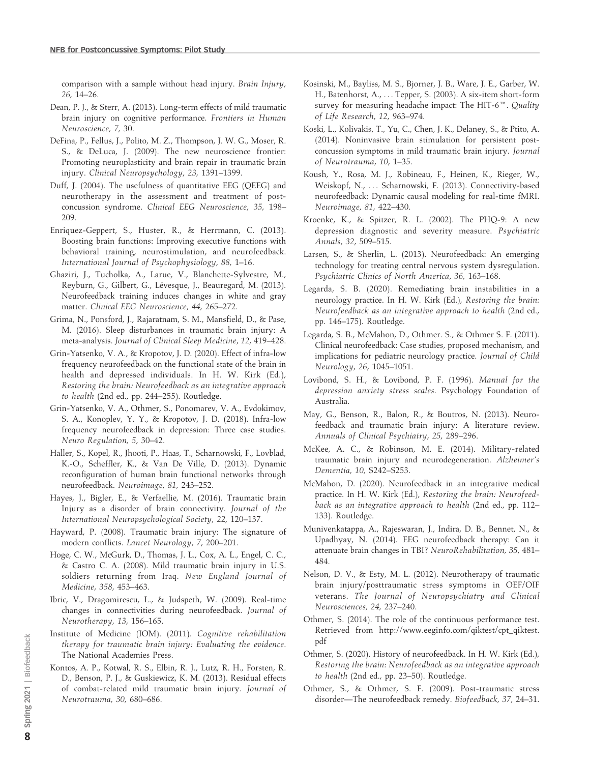comparison with a sample without head injury. *Brain Injury*, *26*, 14–26.

Dean, P. J., & Sterr, A. (2013). Long-term effects of mild traumatic brain injury on cognitive performance. *Frontiers in Human Neuroscience*, *7*, 30.

DeFina, P., Fellus, J., Polito, M. Z., Thompson, J. W. G., Moser, R. S., & DeLuca, J. (2009). The new neuroscience frontier: Promoting neuroplasticity and brain repair in traumatic brain injury. *Clinical Neuropsychology*, *23*, 1391–1399.

Duff, J. (2004). The usefulness of quantitative EEG (QEEG) and neurotherapy in the assessment and treatment of post-concussion syndrome. *Clinical EEG Neuroscience*, *35*, 198–209.

Enriquez-Geppert, S., Huster, R., & Herrmann, C. (2013). Boosting brain functions: Improving executive functions with behavioral training, neurostimulation, and neurofeedback. *International Journal of Psychophysiology*, *88*, 1–16.

Ghaziri, J., Tucholka, A., Larue, V., Blanchette-Sylvestre, M., Reyburn, G., Gilbert, G., Lévesque, J., Beauregard, M. (2013). Neurofeedback training induces changes in white and gray matter. *Clinical EEG Neuroscience*, *44*, 265–272.

Grima, N., Ponsford, J., Rajaratnam, S. M., Mansfield, D., & Pase, M. (2016). Sleep disturbances in traumatic brain injury: A meta-analysis. *Journal of Clinical Sleep Medicine*, *12*, 419–428.

Grin-Yatsenko, V. A., & Kropotov, J. D. (2020). Effect of infra-low frequency neurofeedback on the functional state of the brain in health and depressed individuals. In H. W. Kirk (Ed.), *Restoring the brain: Neurofeedback as an integrative approach to health* (2nd ed., pp. 244–255). Routledge.

Grin-Yatsenko, V. A., Othmer, S., Ponomarev, V. A., Evdokimov, S. A., Konoplev, Y. Y., & Kropotov, J. D. (2018). Infra-low frequency neurofeedback in depression: Three case studies. *Neuro Regulation*, *5*, 30–42.

Haller, S., Kopel, R., Jhooti, P., Haas, T., Scharnowski, F., Lovblad, K.-O., Scheffler, K., & Van De Ville, D. (2013). Dynamic reconfiguration of human brain functional networks through neurofeedback. *Neuroimage*, *81*, 243–252.

Hayes, J., Bigler, E., & Verfaellie, M. (2016). Traumatic brain Injury as a disorder of brain connectivity. *Journal of the International Neuropsychological Society*, *22*, 120–137.

Hayward, P. (2008). Traumatic brain injury: The signature of modern conflicts. *Lancet Neurology*, *7*, 200–201.

Hoge, C. W., McGurk, D., Thomas, J. L., Cox, A. L., Engel, C. C., & Castro C. A. (2008). Mild traumatic brain injury in U.S. soldiers returning from Iraq. *New England Journal of Medicine*, *358*, 453–463.

Ibric, V., Dragomirescu, L., & Judspeth, W. (2009). Real-time changes in connectivities during neurofeedback. *Journal of Neurotherapy*, *13*, 156–165.

Institute of Medicine (IOM). (2011). *Cognitive rehabilitation therapy for traumatic brain injury: Evaluating the evidence*. The National Academies Press.

Kontos, A. P., Kotwal, R. S., Elbin, R. J., Lutz, R. H., Forsten, R. D., Benson, P. J., & Guskiewicz, K. M. (2013). Residual effects of combat-related mild traumatic brain injury. *Journal of Neurotrauma*, *30*, 680–686.

Kosinski, M., Bayliss, M. S., Bjorner, J. B., Ware, J. E., Garber, W. H., Batenhorst, A., … Tepper, S. (2003). A six-item short-form survey for measuring headache impact: The HIT-6™. *Quality of Life Research*, *12*, 963–974.

Koski, L., Kolivakis, T., Yu, C., Chen, J. K., Delaney, S., & Ptito, A. (2014). Noninvasive brain stimulation for persistent post-concussion symptoms in mild traumatic brain injury. *Journal of Neurotrauma*, *10*, 1–35.

Koush, Y., Rosa, M. J., Robineau, F., Heinen, K., Rieger, W., Weiskopf, N., … Scharnowski, F. (2013). Connectivity-based neurofeedback: Dynamic causal modeling for real-time fMRI. *Neuroimage*, *81*, 422–430.

Kroenke, K., & Spitzer, R. L. (2002). The PHQ-9: A new depression diagnostic and severity measure. *Psychiatric Annals*, *32*, 509–515.

Larsen, S., & Sherlin, L. (2013). Neurofeedback: An emerging technology for treating central nervous system dysregulation. *Psychiatric Clinics of North America*, *36*, 163–168.

Legarda, S. B. (2020). Remediating brain instabilities in a neurology practice. In H. W. Kirk (Ed.), *Restoring the brain: Neurofeedback as an integrative approach to health* (2nd ed., pp. 146–175). Routledge.

Legarda, S. B., McMahon, D., Othmer. S., & Othmer S. F. (2011). Clinical neurofeedback: Case studies, proposed mechanism, and implications for pediatric neurology practice. *Journal of Child Neurology*, *26*, 1045–1051.

Lovibond, S. H., & Lovibond, P. F. (1996). *Manual for the depression anxiety stress scales*. Psychology Foundation of Australia.

May, G., Benson, R., Balon, R., & Boutros, N. (2013). Neurofeedback and traumatic brain injury: A literature review. *Annuals of Clinical Psychiatry*, *25*, 289–296.

McKee, A. C., & Robinson, M. E. (2014). Military-related traumatic brain injury and neurodegeneration. *Alzheimer's Dementia*, *10*, S242–S253.

McMahon, D. (2020). Neurofeedback in an integrative medical practice. In H. W. Kirk (Ed.), *Restoring the brain: Neurofeedback as an integrative approach to health* (2nd ed., pp. 112–133). Routledge.

Munivenkatappa, A., Rajeswaran, J., Indira, D. B., Bennet, N., & Upadhyay, N. (2014). EEG neurofeedback therapy: Can it attenuate brain changes in TBI? *NeuroRehabilitation*, *35*, 481–484.

Nelson, D. V., & Esty, M. L. (2012). Neurotherapy of traumatic brain injury/posttraumatic stress symptoms in OEF/OIF veterans. *The Journal of Neuropsychiatry and Clinical Neurosciences*, *24*, 237–240.

Othmer, S. (2014). The role of the continuous performance test. Retrieved from http://www.eeginfo.com/qiktest/cpt_qiktest.pdf

Othmer, S. (2020). History of neurofeedback. In H. W. Kirk (Ed.), *Restoring the brain: Neurofeedback as an integrative approach to health* (2nd ed., pp. 23–50). Routledge.

Othmer, S., & Othmer, S. F. (2009). Post-traumatic stress disorder—The neurofeedback remedy. *Biofeedback*, *37*, 24–31.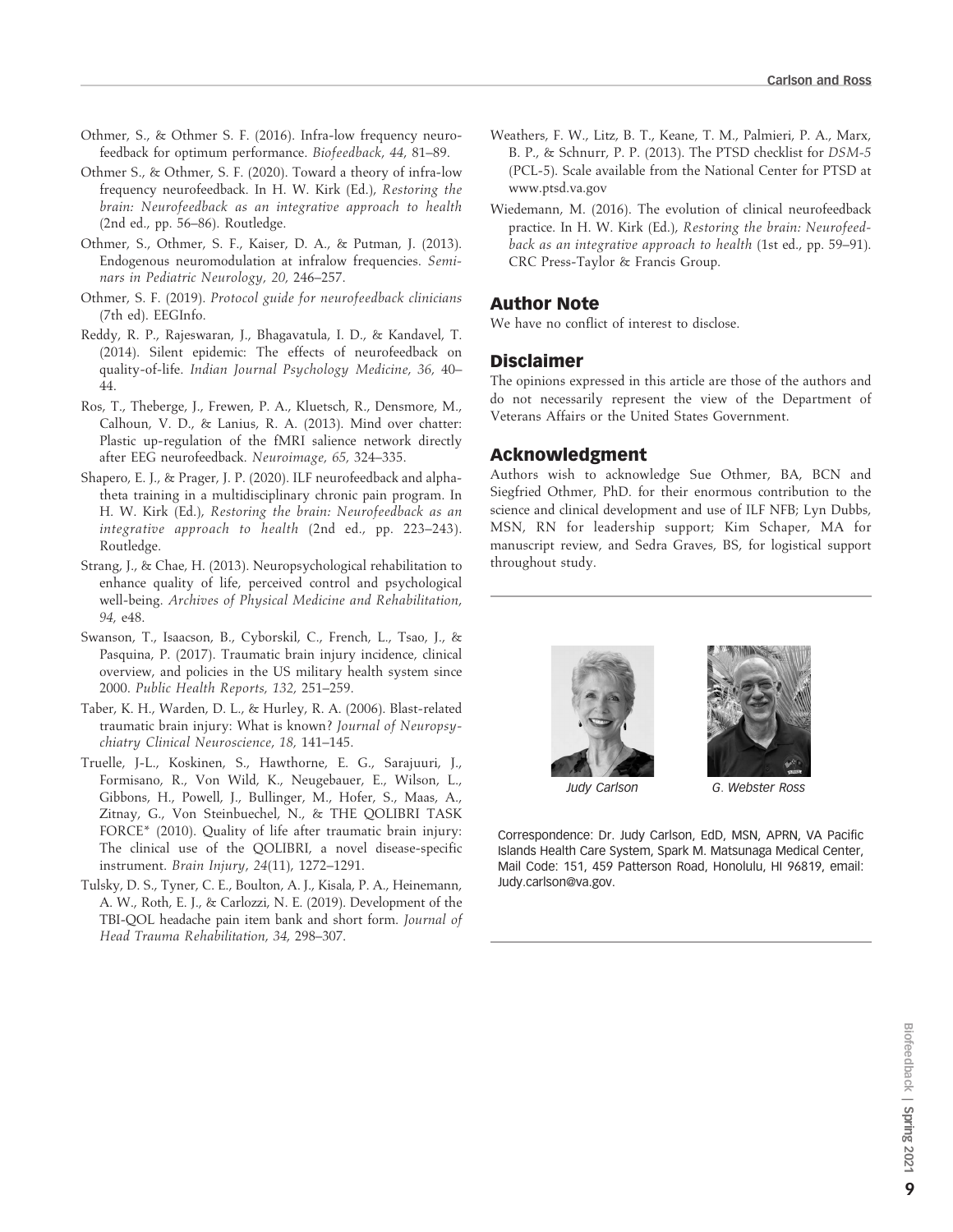Othmer, S., & Othmer S. F. (2016). Infra-low frequency neurofeedback for optimum performance. *Biofeedback*, *44*, 81–89.

Othmer S., & Othmer, S. F. (2020). Toward a theory of infra-low frequency neurofeedback. In H. W. Kirk (Ed.), *Restoring the brain: Neurofeedback as an integrative approach to health* (2nd ed., pp. 56–86). Routledge.

Othmer, S., Othmer, S. F., Kaiser, D. A., & Putman, J. (2013). Endogenous neuromodulation at infralow frequencies. *Seminars in Pediatric Neurology*, *20*, 246–257.

Othmer, S. F. (2019). *Protocol guide for neurofeedback clinicians* (7th ed). EEGInfo.

Reddy, R. P., Rajeswaran, J., Bhagavatula, I. D., & Kandavel, T. (2014). Silent epidemic: The effects of neurofeedback on quality-of-life. *Indian Journal Psychology Medicine*, *36*, 40–44.

Ros, T., Theberge, J., Frewen, P. A., Kluetsch, R., Densmore, M., Calhoun, V. D., & Lanius, R. A. (2013). Mind over chatter: Plastic up-regulation of the fMRI salience network directly after EEG neurofeedback. *Neuroimage*, *65*, 324–335.

Shapero, E. J., & Prager, J. P. (2020). ILF neurofeedback and alpha-theta training in a multidisciplinary chronic pain program. In H. W. Kirk (Ed.), *Restoring the brain: Neurofeedback as an integrative approach to health* (2nd ed., pp. 223–243). Routledge.

Strang, J., & Chae, H. (2013). Neuropsychological rehabilitation to enhance quality of life, perceived control and psychological well-being. *Archives of Physical Medicine and Rehabilitation*, *94*, e48.

Swanson, T., Isaacson, B., Cyborskil, C., French, L., Tsao, J., & Pasquina, P. (2017). Traumatic brain injury incidence, clinical overview, and policies in the US military health system since 2000. *Public Health Reports*, *132*, 251–259.

Taber, K. H., Warden, D. L., & Hurley, R. A. (2006). Blast-related traumatic brain injury: What is known? *Journal of Neuropsychiatry Clinical Neuroscience*, *18*, 141–145.

Truelle, J-L., Koskinen, S., Hawthorne, E. G., Sarajuuri, J., Formisano, R., Von Wild, K., Neugebauer, E., Wilson, L., Gibbons, H., Powell, J., Bullinger, M., Hofer, S., Maas, A., Zitnay, G., Von Steinbuechel, N., & THE QOLIBRI TASK FORCE* (2010). Quality of life after traumatic brain injury: The clinical use of the QOLIBRI, a novel disease-specific instrument. *Brain Injury*, *24*(11), 1272–1291.

Tulsky, D. S., Tyner, C. E., Boulton, A. J., Kisala, P. A., Heinemann, A. W., Roth, E. J., & Carlozzi, N. E. (2019). Development of the TBI-QOL headache pain item bank and short form. *Journal of Head Trauma Rehabilitation*, *34*, 298–307.

Weathers, F. W., Litz, B. T., Keane, T. M., Palmieri, P. A., Marx, B. P., & Schnurr, P. P. (2013). The PTSD checklist for *DSM-5* (PCL-5). Scale available from the National Center for PTSD at www.ptsd.va.gov

Wiedemann, M. (2016). The evolution of clinical neurofeedback practice. In H. W. Kirk (Ed.), *Restoring the brain: Neurofeedback as an integrative approach to health* (1st ed., pp. 59–91). CRC Press-Taylor & Francis Group.

## Author Note

We have no conflict of interest to disclose.

## Disclaimer

The opinions expressed in this article are those of the authors and do not necessarily represent the view of the Department of Veterans Affairs or the United States Government.

## Acknowledgment

Authors wish to acknowledge Sue Othmer, BA, BCN and Siegfried Othmer, PhD. for their enormous contribution to the science and clinical development and use of ILF NFB; Lyn Dubbs, MSN, RN for leadership support; Kim Schaper, MA for manuscript review, and Sedra Graves, BS, for logistical support throughout study.

*Judy Carlson*

*G. Webster Ross*

Correspondence: Dr. Judy Carlson, EdD, MSN, APRN, VA Pacific Islands Health Care System, Spark M. Matsunaga Medical Center, Mail Code: 151, 459 Patterson Road, Honolulu, HI 96819, email: Judy.carlson@va.gov.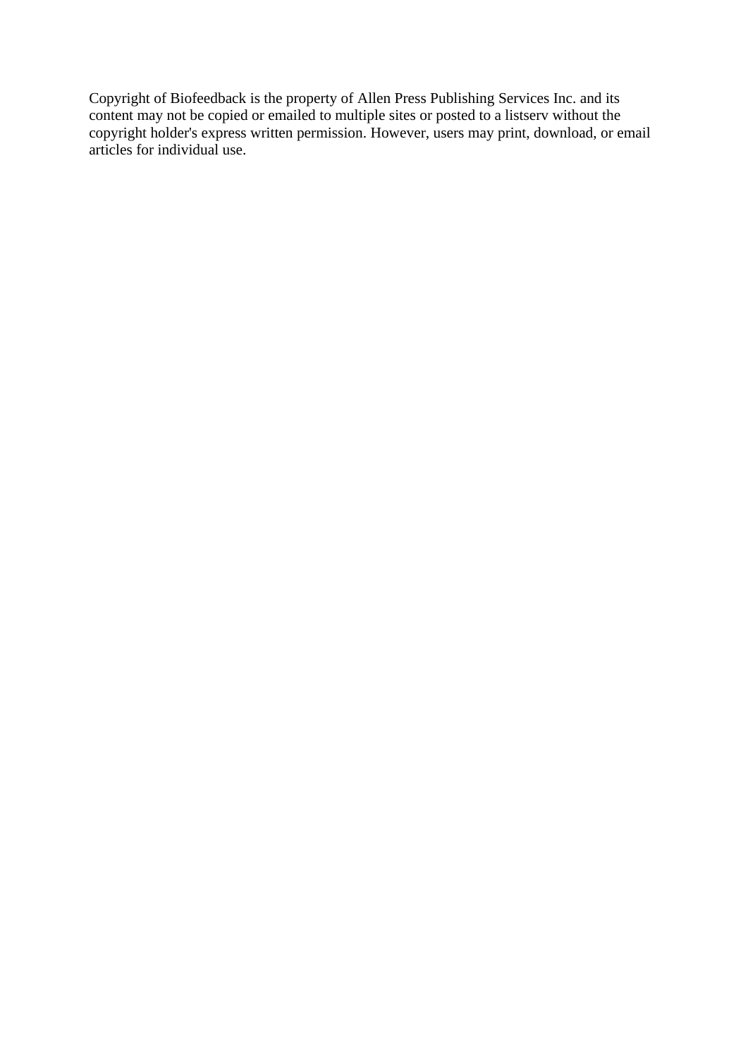Copyright of Biofeedback is the property of Allen Press Publishing Services Inc. and its content may not be copied or emailed to multiple sites or posted to a listserv without the copyright holder's express written permission. However, users may print, download, or email articles for individual use.